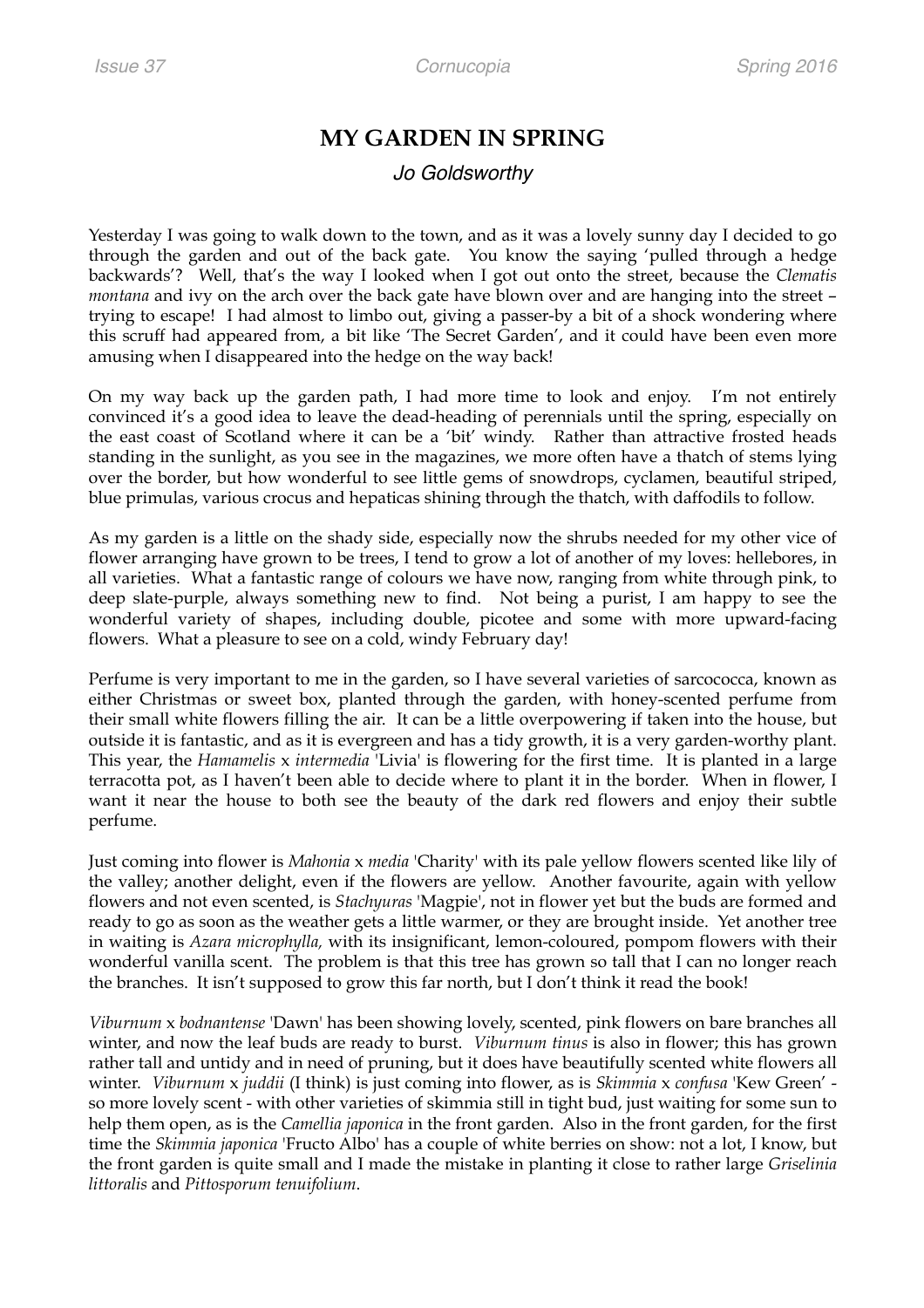# MY GARDEN IN SPRING

*Jo Goldsworthy*

Yesterday I was going to walk down to the town, and as it was a lovely sunny day I decided to go through the garden and out of the back gate. You know the saying 'pulled through a hedge backwards'? Well, that's the way I looked when I got out onto the street, because the *Clematis montana* and ivy on the arch over the back gate have blown over and are hanging into the street – trying to escape! I had almost to limbo out, giving a passer-by a bit of a shock wondering where this scruff had appeared from, a bit like 'The Secret Garden', and it could have been even more amusing when I disappeared into the hedge on the way back!

On my way back up the garden path, I had more time to look and enjoy. I'm not entirely convinced it's a good idea to leave the dead-heading of perennials until the spring, especially on the east coast of Scotland where it can be a 'bit' windy. Rather than attractive frosted heads standing in the sunlight, as you see in the magazines, we more often have a thatch of stems lying over the border, but how wonderful to see little gems of snowdrops, cyclamen, beautiful striped, blue primulas, various crocus and hepaticas shining through the thatch, with daffodils to follow.

As my garden is a little on the shady side, especially now the shrubs needed for my other vice of flower arranging have grown to be trees, I tend to grow a lot of another of my loves: hellebores, in all varieties. What a fantastic range of colours we have now, ranging from white through pink, to deep slate-purple, always something new to find. Not being a purist, I am happy to see the wonderful variety of shapes, including double, picotee and some with more upward-facing flowers. What a pleasure to see on a cold, windy February day!

Perfume is very important to me in the garden, so I have several varieties of sarcococca, known as either Christmas or sweet box, planted through the garden, with honey-scented perfume from their small white flowers filling the air. It can be a little overpowering if taken into the house, but outside it is fantastic, and as it is evergreen and has a tidy growth, it is a very garden-worthy plant. This year, the *Hamamelis* x *intermedia* 'Livia' is flowering for the first time. It is planted in a large terracotta pot, as I haven't been able to decide where to plant it in the border. When in flower, I want it near the house to both see the beauty of the dark red flowers and enjoy their subtle perfume.

Just coming into flower is *Mahonia* x *media* 'Charity' with its pale yellow flowers scented like lily of the valley; another delight, even if the flowers are yellow. Another favourite, again with yellow flowers and not even scented, is *Stachyuras* 'Magpie', not in flower yet but the buds are formed and ready to go as soon as the weather gets a little warmer, or they are brought inside. Yet another tree in waiting is *Azara microphylla,* with its insignificant, lemon-coloured, pompom flowers with their wonderful vanilla scent. The problem is that this tree has grown so tall that I can no longer reach the branches. It isn't supposed to grow this far north, but I don't think it read the book!

*Viburnum* x *bodnantense* 'Dawn' has been showing lovely, scented, pink flowers on bare branches all winter, and now the leaf buds are ready to burst. *Viburnum tinus* is also in flower; this has grown rather tall and untidy and in need of pruning, but it does have beautifully scented white flowers all winter. *Viburnum* x *juddii* (I think) is just coming into flower, as is *Skimmia* x *confusa* 'Kew Green' - so more lovely scent - with other varieties of skimmia still in tight bud, just waiting for some sun to help them open, as is the *Camellia japonica* in the front garden. Also in the front garden, for the first time the *Skimmia japonica* 'Fructo Albo' has a couple of white berries on show: not a lot, I know, but the front garden is quite small and I made the mistake in planting it close to rather large *Griselinia littoralis* and *Pittosporum tenuifolium*.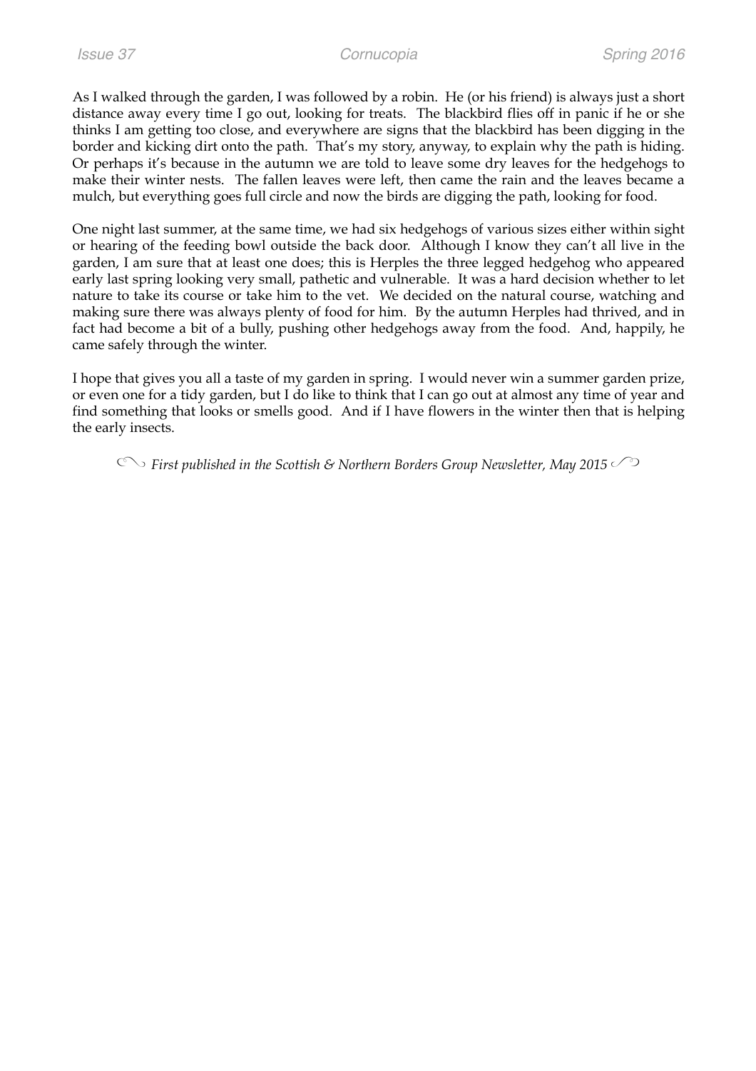As I walked through the garden, I was followed by a robin. He (or his friend) is always just a short distance away every time I go out, looking for treats. The blackbird flies off in panic if he or she thinks I am getting too close, and everywhere are signs that the blackbird has been digging in the border and kicking dirt onto the path. That's my story, anyway, to explain why the path is hiding. Or perhaps it's because in the autumn we are told to leave some dry leaves for the hedgehogs to make their winter nests. The fallen leaves were left, then came the rain and the leaves became a mulch, but everything goes full circle and now the birds are digging the path, looking for food.

One night last summer, at the same time, we had six hedgehogs of various sizes either within sight or hearing of the feeding bowl outside the back door. Although I know they can't all live in the garden, I am sure that at least one does; this is Herples the three legged hedgehog who appeared early last spring looking very small, pathetic and vulnerable. It was a hard decision whether to let nature to take its course or take him to the vet. We decided on the natural course, watching and making sure there was always plenty of food for him. By the autumn Herples had thrived, and in fact had become a bit of a bully, pushing other hedgehogs away from the food. And, happily, he came safely through the winter.

I hope that gives you all a taste of my garden in spring. I would never win a summer garden prize, or even one for a tidy garden, but I do like to think that I can go out at almost any time of year and find something that looks or smells good. And if I have flowers in the winter then that is helping the early insects.

*First published in the Scottish & Northern Borders Group Newsletter, May 2015*